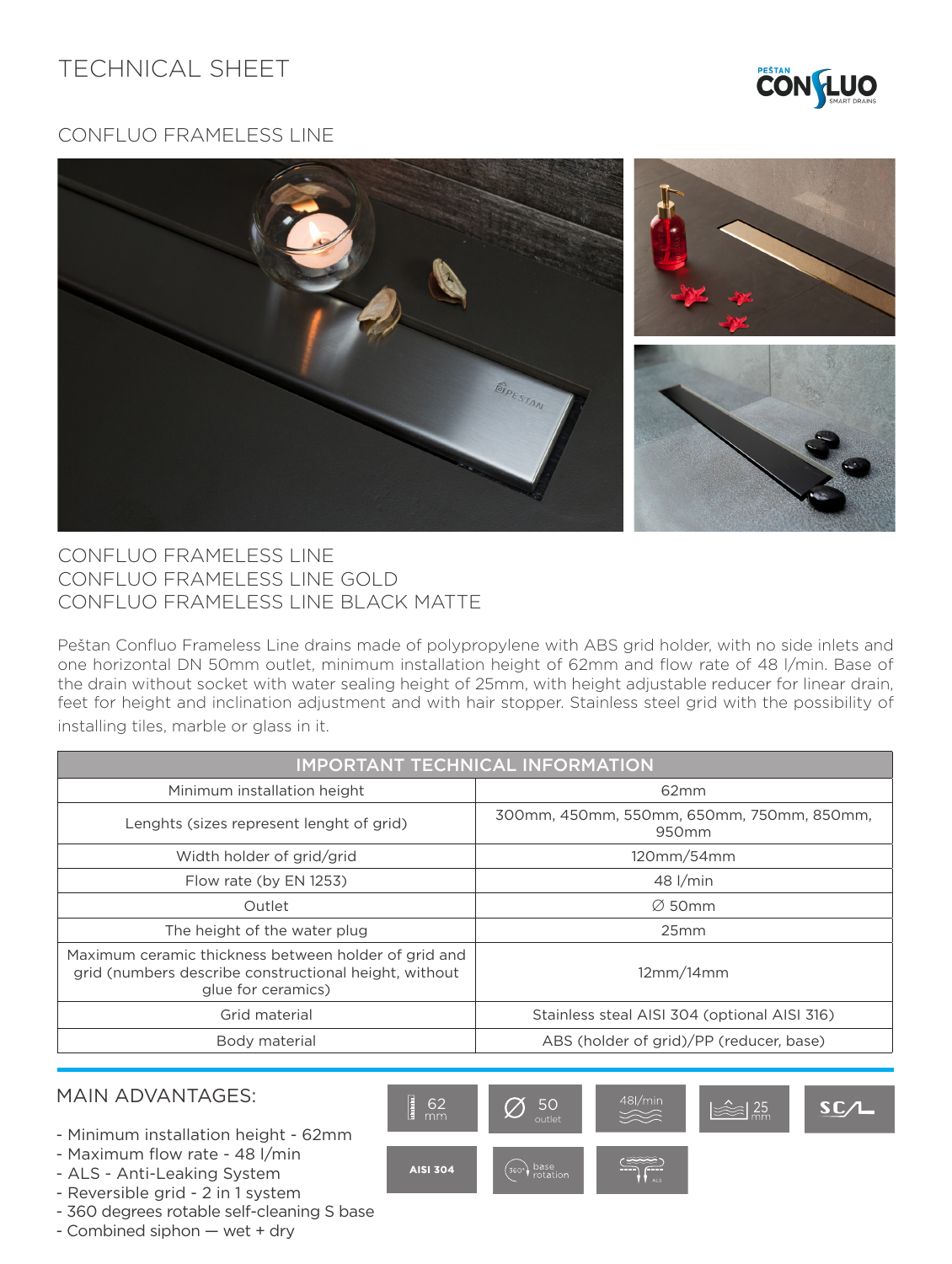# TECHNICAL SHEET

## CONFLUO FRAMELESS LINE

CONFLUO FRAMELESS LINE
CONFLUO FRAMELESS LINE GOLD
CONFLUO FRAMELESS LINE BLACK MATTE

Peštan Confluo Frameless Line drains made of polypropylene with ABS grid holder, with no side inlets and one horizontal DN 50mm outlet, minimum installation height of 62mm and flow rate of 48 l/min. Base of the drain without socket with water sealing height of 25mm, with height adjustable reducer for linear drain, feet for height and inclination adjustment and with hair stopper. Stainless steel grid with the possibility of installing tiles, marble or glass in it.

| IMPORTANT TECHNICAL INFORMATION | |
|---|---|
| Minimum installation height | 62mm |
| Lenghts (sizes represent lenght of grid) | 300mm, 450mm, 550mm, 650mm, 750mm, 850mm, 950mm |
| Width holder of grid/grid | 120mm/54mm |
| Flow rate (by EN 1253) | 48 l/min |
| Outlet | ∅ 50mm |
| The height of the water plug | 25mm |
| Maximum ceramic thickness between holder of grid and grid (numbers describe constructional height, without glue for ceramics) | 12mm/14mm |
| Grid material | Stainless steal AISI 304 (optional AISI 316) |
| Body material | ABS (holder of grid)/PP (reducer, base) |

## MAIN ADVANTAGES:

- Minimum installation height - 62mm
- Maximum flow rate - 48 l/min
- ALS - Anti-Leaking System
- Reversible grid - 2 in 1 system
- 360 degrees rotable self-cleaning S base
- Combined siphon — wet + dry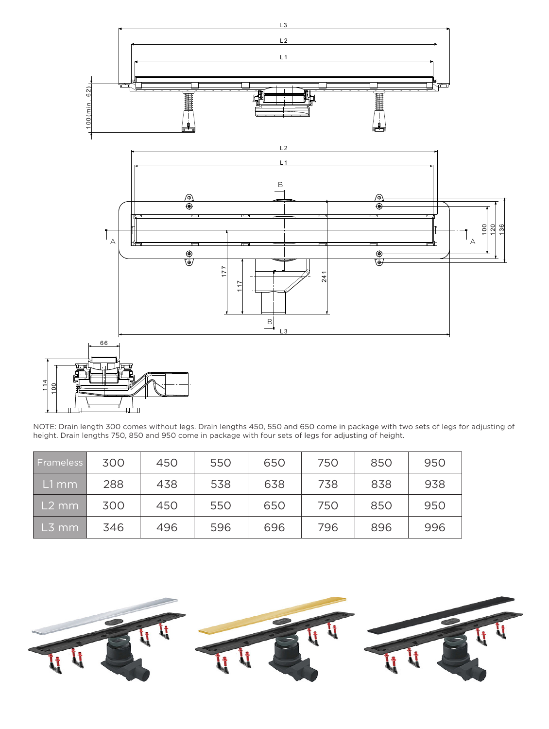NOTE: Drain length 300 comes without legs. Drain lengths 450, 550 and 650 come in package with two sets of legs for adjusting of height. Drain lengths 750, 850 and 950 come in package with four sets of legs for adjusting of height.

| Frameless | 300 | 450 | 550 | 650 | 750 | 850 | 950 |
|---|---|---|---|---|---|---|---|
| L1 mm | 288 | 438 | 538 | 638 | 738 | 838 | 938 |
| L2 mm | 300 | 450 | 550 | 650 | 750 | 850 | 950 |
| L3 mm | 346 | 496 | 596 | 696 | 796 | 896 | 996 |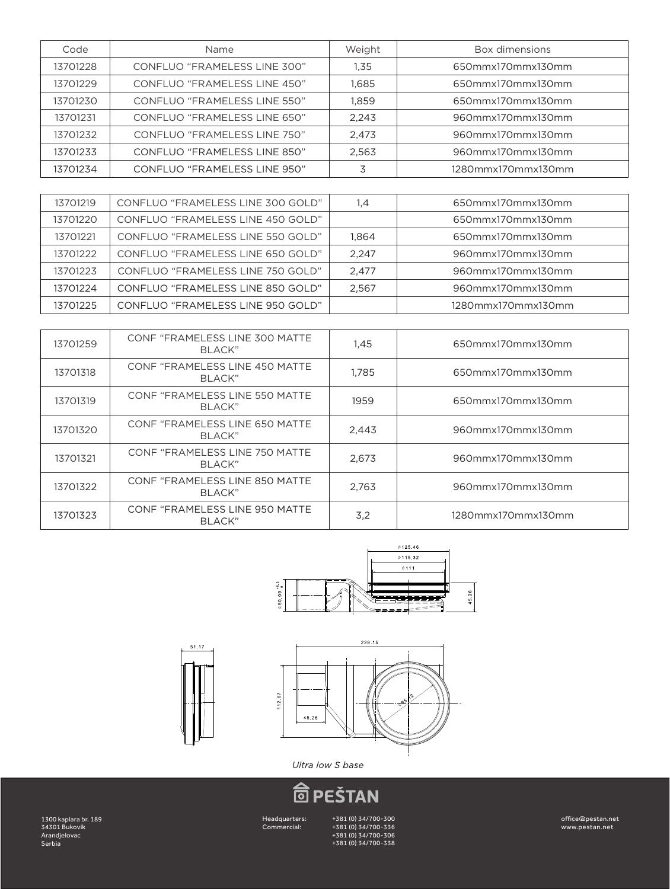| Code | Name | Weight | Box dimensions |
|---|---|---|---|
| 13701228 | CONFLUO “FRAMELESS LINE 300” | 1,35 | 650mmx170mmx130mm |
| 13701229 | CONFLUO “FRAMELESS LINE 450” | 1,685 | 650mmx170mmx130mm |
| 13701230 | CONFLUO “FRAMELESS LINE 550” | 1,859 | 650mmx170mmx130mm |
| 13701231 | CONFLUO “FRAMELESS LINE 650” | 2,243 | 960mmx170mmx130mm |
| 13701232 | CONFLUO “FRAMELESS LINE 750” | 2,473 | 960mmx170mmx130mm |
| 13701233 | CONFLUO “FRAMELESS LINE 850” | 2,563 | 960mmx170mmx130mm |
| 13701234 | CONFLUO “FRAMELESS LINE 950” | 3 | 1280mmx170mmx130mm |

| | | | |
|---|---|---|---|
| 13701219 | CONFLUO “FRAMELESS LINE 300 GOLD” | 1,4 | 650mmx170mmx130mm |
| 13701220 | CONFLUO “FRAMELESS LINE 450 GOLD” | | 650mmx170mmx130mm |
| 13701221 | CONFLUO “FRAMELESS LINE 550 GOLD” | 1,864 | 650mmx170mmx130mm |
| 13701222 | CONFLUO “FRAMELESS LINE 650 GOLD” | 2,247 | 960mmx170mmx130mm |
| 13701223 | CONFLUO “FRAMELESS LINE 750 GOLD” | 2,477 | 960mmx170mmx130mm |
| 13701224 | CONFLUO “FRAMELESS LINE 850 GOLD” | 2,567 | 960mmx170mmx130mm |
| 13701225 | CONFLUO “FRAMELESS LINE 950 GOLD” | | 1280mmx170mmx130mm |

| | | | |
|---|---|---|---|
| 13701259 | CONF “FRAMELESS LINE 300 MATTE BLACK” | 1,45 | 650mmx170mmx130mm |
| 13701318 | CONF “FRAMELESS LINE 450 MATTE BLACK” | 1,785 | 650mmx170mmx130mm |
| 13701319 | CONF “FRAMELESS LINE 550 MATTE BLACK” | 1959 | 650mmx170mmx130mm |
| 13701320 | CONF “FRAMELESS LINE 650 MATTE BLACK” | 2,443 | 960mmx170mmx130mm |
| 13701321 | CONF “FRAMELESS LINE 750 MATTE BLACK” | 2,673 | 960mmx170mmx130mm |
| 13701322 | CONF “FRAMELESS LINE 850 MATTE BLACK” | 2,763 | 960mmx170mmx130mm |
| 13701323 | CONF “FRAMELESS LINE 950 MATTE BLACK” | 3,2 | 1280mmx170mmx130mm |

Ø125.46
Ø115.32
Ø111
Ø50.09
45.26
51.17
228.15
112.67
45.26

*Ultra low S base*

PEŠTAN

1300 kaplara br. 189
34301 Bukovik
Arandjelovac
Serbia

Headquarters: +381 (0) 34/700-300
Commercial: +381 (0) 34/700-336
+381 (0) 34/700-306
+381 (0) 34/700-338

office@pestan.net
www.pestan.net